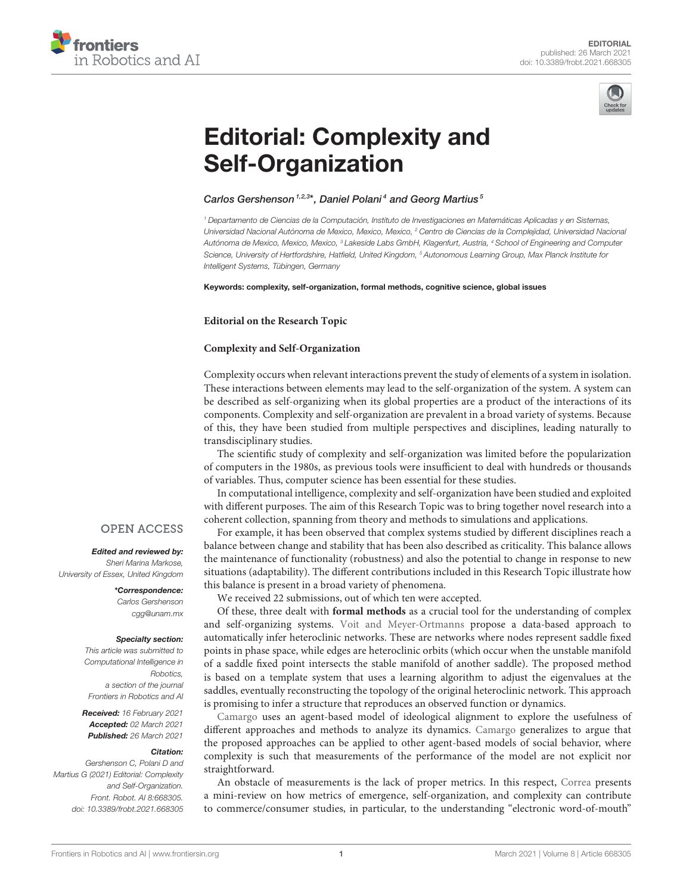EDITORIAL
published: 26 March 2021
doi: 10.3389/frobt.2021.668305

# Editorial: Complexity and Self-Organization

*Carlos Gershenson*[1,2,3]*, *Daniel Polani*[4] *and Georg Martius*[5]

[1] *Departamento de Ciencias de la Computación, Instituto de Investigaciones en Matemáticas Aplicadas y en Sistemas, Universidad Nacional Autónoma de Mexico, Mexico, Mexico,* [2] *Centro de Ciencias de la Complejidad, Universidad Nacional Autónoma de Mexico, Mexico, Mexico,* [3] *Lakeside Labs GmbH, Klagenfurt, Austria,* [4] *School of Engineering and Computer Science, University of Hertfordshire, Hatfield, United Kingdom,* [5] *Autonomous Learning Group, Max Planck Institute for Intelligent Systems, Tübingen, Germany*

**Keywords: complexity, self-organization, formal methods, cognitive science, global issues**

**Editorial on the Research Topic**

**Complexity and Self-Organization**

OPEN ACCESS

***Edited and reviewed by:***
*Sheri Marina Markose, University of Essex, United Kingdom*

***\*Correspondence:***
*Carlos Gershenson*
*cgg@unam.mx*

***Specialty section:***
*This article was submitted to Computational Intelligence in Robotics, a section of the journal Frontiers in Robotics and AI*

***Received:*** *16 February 2021*
***Accepted:*** *02 March 2021*
***Published:*** *26 March 2021*

***Citation:***
*Gershenson C, Polani D and Martius G (2021) Editorial: Complexity and Self-Organization. Front. Robot. AI 8:668305. doi: 10.3389/frobt.2021.668305*

Complexity occurs when relevant interactions prevent the study of elements of a system in isolation. These interactions between elements may lead to the self-organization of the system. A system can be described as self-organizing when its global properties are a product of the interactions of its components. Complexity and self-organization are prevalent in a broad variety of systems. Because of this, they have been studied from multiple perspectives and disciplines, leading naturally to transdisciplinary studies.

The scientific study of complexity and self-organization was limited before the popularization of computers in the 1980s, as previous tools were insufficient to deal with hundreds or thousands of variables. Thus, computer science has been essential for these studies.

In computational intelligence, complexity and self-organization have been studied and exploited with different purposes. The aim of this Research Topic was to bring together novel research into a coherent collection, spanning from theory and methods to simulations and applications.

For example, it has been observed that complex systems studied by different disciplines reach a balance between change and stability that has been also described as criticality. This balance allows the maintenance of functionality (robustness) and also the potential to change in response to new situations (adaptability). The different contributions included in this Research Topic illustrate how this balance is present in a broad variety of phenomena.

We received 22 submissions, out of which ten were accepted.

Of these, three dealt with **formal methods** as a crucial tool for the understanding of complex and self-organizing systems. Voit and Meyer-Ortmanns propose a data-based approach to automatically infer heteroclinic networks. These are networks where nodes represent saddle fixed points in phase space, while edges are heteroclinic orbits (which occur when the unstable manifold of a saddle fixed point intersects the stable manifold of another saddle). The proposed method is based on a template system that uses a learning algorithm to adjust the eigenvalues at the saddles, eventually reconstructing the topology of the original heteroclinic network. This approach is promising to infer a structure that reproduces an observed function or dynamics.

Camargo uses an agent-based model of ideological alignment to explore the usefulness of different approaches and methods to analyze its dynamics. Camargo generalizes to argue that the proposed approaches can be applied to other agent-based models of social behavior, where complexity is such that measurements of the performance of the model are not explicit nor straightforward.

An obstacle of measurements is the lack of proper metrics. In this respect, Correa presents a mini-review on how metrics of emergence, self-organization, and complexity can contribute to commerce/consumer studies, in particular, to the understanding "electronic word-of-mouth"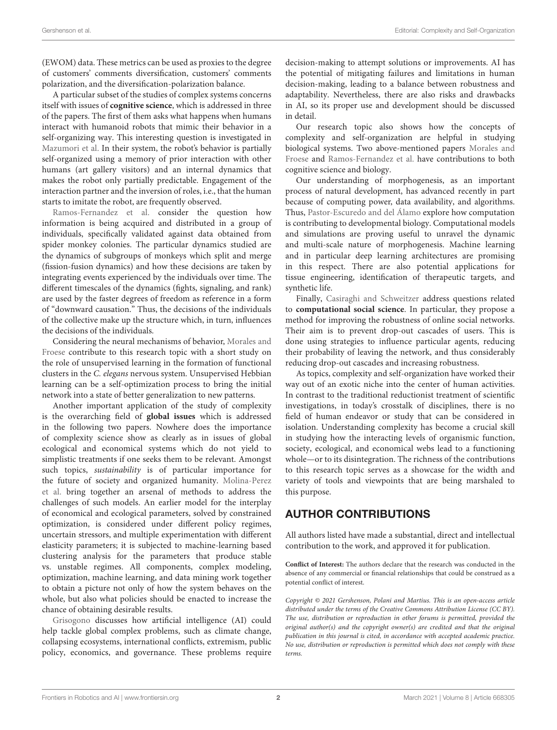(EWOM) data. These metrics can be used as proxies to the degree of customers' comments diversification, customers' comments polarization, and the diversification-polarization balance.

A particular subset of the studies of complex systems concerns itself with issues of **cognitive science**, which is addressed in three of the papers. The first of them asks what happens when humans interact with humanoid robots that mimic their behavior in a self-organizing way. This interesting question is investigated in Mazumori et al. In their system, the robot's behavior is partially self-organized using a memory of prior interaction with other humans (art gallery visitors) and an internal dynamics that makes the robot only partially predictable. Engagement of the interaction partner and the inversion of roles, i.e., that the human starts to imitate the robot, are frequently observed.

Ramos-Fernandez et al. consider the question how information is being acquired and distributed in a group of individuals, specifically validated against data obtained from spider monkey colonies. The particular dynamics studied are the dynamics of subgroups of monkeys which split and merge (fission-fusion dynamics) and how these decisions are taken by integrating events experienced by the individuals over time. The different timescales of the dynamics (fights, signaling, and rank) are used by the faster degrees of freedom as reference in a form of "downward causation." Thus, the decisions of the individuals of the collective make up the structure which, in turn, influences the decisions of the individuals.

Considering the neural mechanisms of behavior, Morales and Froese contribute to this research topic with a short study on the role of unsupervised learning in the formation of functional clusters in the *C. elegans* nervous system. Unsupervised Hebbian learning can be a self-optimization process to bring the initial network into a state of better generalization to new patterns.

Another important application of the study of complexity is the overarching field of **global issues** which is addressed in the following two papers. Nowhere does the importance of complexity science show as clearly as in issues of global ecological and economical systems which do not yield to simplistic treatments if one seeks them to be relevant. Amongst such topics, *sustainability* is of particular importance for the future of society and organized humanity. Molina-Perez et al. bring together an arsenal of methods to address the challenges of such models. An earlier model for the interplay of economical and ecological parameters, solved by constrained optimization, is considered under different policy regimes, uncertain stressors, and multiple experimentation with different elasticity parameters; it is subjected to machine-learning based clustering analysis for the parameters that produce stable vs. unstable regimes. All components, complex modeling, optimization, machine learning, and data mining work together to obtain a picture not only of how the system behaves on the whole, but also what policies should be enacted to increase the chance of obtaining desirable results.

Grisogono discusses how artificial intelligence (AI) could help tackle global complex problems, such as climate change, collapsing ecosystems, international conflicts, extremism, public policy, economics, and governance. These problems require decision-making to attempt solutions or improvements. AI has the potential of mitigating failures and limitations in human decision-making, leading to a balance between robustness and adaptability. Nevertheless, there are also risks and drawbacks in AI, so its proper use and development should be discussed in detail.

Our research topic also shows how the concepts of complexity and self-organization are helpful in studying biological systems. Two above-mentioned papers Morales and Froese and Ramos-Fernandez et al. have contributions to both cognitive science and biology.

Our understanding of morphogenesis, as an important process of natural development, has advanced recently in part because of computing power, data availability, and algorithms. Thus, Pastor-Escuredo and del Álamo explore how computation is contributing to developmental biology. Computational models and simulations are proving useful to unravel the dynamic and multi-scale nature of morphogenesis. Machine learning and in particular deep learning architectures are promising in this respect. There are also potential applications for tissue engineering, identification of therapeutic targets, and synthetic life.

Finally, Casiraghi and Schweitzer address questions related to **computational social science**. In particular, they propose a method for improving the robustness of online social networks. Their aim is to prevent drop-out cascades of users. This is done using strategies to influence particular agents, reducing their probability of leaving the network, and thus considerably reducing drop-out cascades and increasing robustness.

As topics, complexity and self-organization have worked their way out of an exotic niche into the center of human activities. In contrast to the traditional reductionist treatment of scientific investigations, in today's crosstalk of disciplines, there is no field of human endeavor or study that can be considered in isolation. Understanding complexity has become a crucial skill in studying how the interacting levels of organismic function, society, ecological, and economical webs lead to a functioning whole—or to its disintegration. The richness of the contributions to this research topic serves as a showcase for the width and variety of tools and viewpoints that are being marshaled to this purpose.

## AUTHOR CONTRIBUTIONS

All authors listed have made a substantial, direct and intellectual contribution to the work, and approved it for publication.

**Conflict of Interest:** The authors declare that the research was conducted in the absence of any commercial or financial relationships that could be construed as a potential conflict of interest.

*Copyright © 2021 Gershenson, Polani and Martius. This is an open-access article distributed under the terms of the Creative Commons Attribution License (CC BY). The use, distribution or reproduction in other forums is permitted, provided the original author(s) and the copyright owner(s) are credited and that the original publication in this journal is cited, in accordance with accepted academic practice. No use, distribution or reproduction is permitted which does not comply with these terms.*